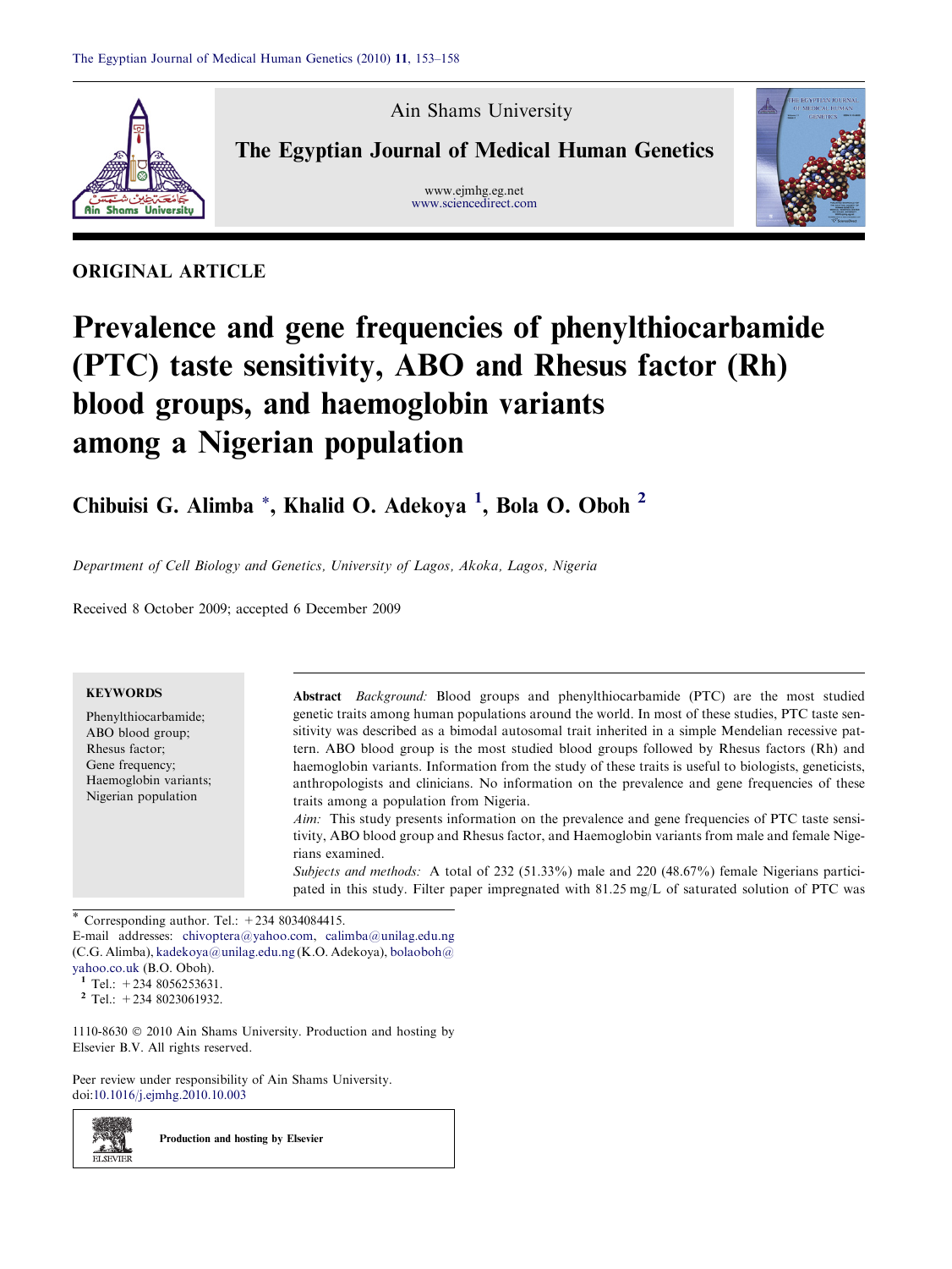Ain Shams University

The Egyptian Journal of Medical Human Genetics

www.ejmhg.eg.net
www.sciencedirect.com

ORIGINAL ARTICLE

# Prevalence and gene frequencies of phenylthiocarbamide (PTC) taste sensitivity, ABO and Rhesus factor (Rh) blood groups, and haemoglobin variants among a Nigerian population

**Chibuisi G. Alimba \*, Khalid O. Adekoya [1], Bola O. Oboh [2]**

*Department of Cell Biology and Genetics, University of Lagos, Akoka, Lagos, Nigeria*

Received 8 October 2009; accepted 6 December 2009

**KEYWORDS**

Phenylthiocarbamide;
ABO blood group;
Rhesus factor;
Gene frequency;
Haemoglobin variants;
Nigerian population

**Abstract** *Background:* Blood groups and phenylthiocarbamide (PTC) are the most studied genetic traits among human populations around the world. In most of these studies, PTC taste sensitivity was described as a bimodal autosomal trait inherited in a simple Mendelian recessive pattern. ABO blood group is the most studied blood groups followed by Rhesus factors (Rh) and haemoglobin variants. Information from the study of these traits is useful to biologists, geneticists, anthropologists and clinicians. No information on the prevalence and gene frequencies of these traits among a population from Nigeria.

*Aim:* This study presents information on the prevalence and gene frequencies of PTC taste sensitivity, ABO blood group and Rhesus factor, and Haemoglobin variants from male and female Nigerians examined.

*Subjects and methods:* A total of 232 (51.33%) male and 220 (48.67%) female Nigerians participated in this study. Filter paper impregnated with 81.25 mg/L of saturated solution of PTC was

\* Corresponding author. Tel.: +234 8034084415.
E-mail addresses: chivoptera@yahoo.com, calimba@unilag.edu.ng (C.G. Alimba), kadekoya@unilag.edu.ng (K.O. Adekoya), bolaoboh@yahoo.co.uk (B.O. Oboh).
[1] Tel.: +234 8056253631.
[2] Tel.: +234 8023061932.

1110-8630 © 2010 Ain Shams University. Production and hosting by Elsevier B.V. All rights reserved.

Peer review under responsibility of Ain Shams University.
doi:10.1016/j.ejmhg.2010.10.003

Production and hosting by Elsevier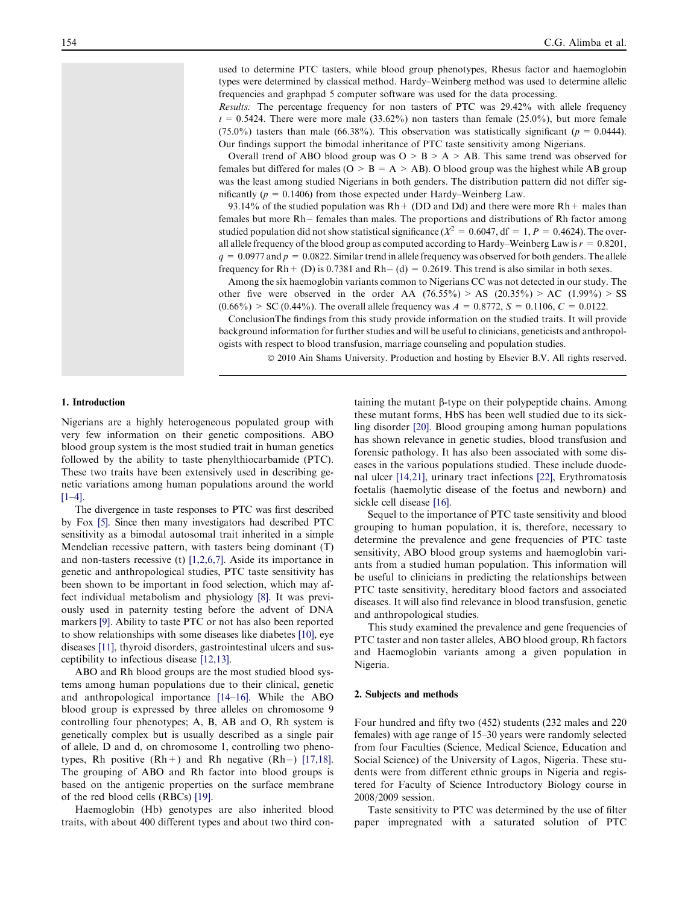used to determine PTC tasters, while blood group phenotypes, Rhesus factor and haemoglobin types were determined by classical method. Hardy–Weinberg method was used to determine allelic frequencies and graphpad 5 computer software was used for the data processing.

*Results:* The percentage frequency for non tasters of PTC was 29.42% with allele frequency $t = 0.5424$. There were more male (33.62%) non tasters than female (25.0%), but more female (75.0%) tasters than male (66.38%). This observation was statistically significant ($p = 0.0444$). Our findings support the bimodal inheritance of PTC taste sensitivity among Nigerians.

Overall trend of ABO blood group was O > B > A > AB. This same trend was observed for females but differed for males (O > B = A > AB). O blood group was the highest while AB group was the least among studied Nigerians in both genders. The distribution pattern did not differ significantly ($p = 0.1406$) from those expected under Hardy–Weinberg Law.

93.14% of the studied population was Rh+ (DD and Dd) and there were more Rh+ males than females but more Rh− females than males. The proportions and distributions of Rh factor among studied population did not show statistical significance ($X^2 = 0.6047$, df = 1, $P = 0.4624$). The overall allele frequency of the blood group as computed according to Hardy–Weinberg Law is $r = 0.8201$, $q = 0.0977$ and $p = 0.0822$. Similar trend in allele frequency was observed for both genders. The allele frequency for Rh+ (D) is 0.7381 and Rh− (d) = 0.2619. This trend is also similar in both sexes.

Among the six haemoglobin variants common to Nigerians CC was not detected in our study. The other five were observed in the order AA (76.55%) > AS (20.35%) > AC (1.99%) > SS (0.66%) > SC (0.44%). The overall allele frequency was $A = 0.8772$, $S = 0.1106$, $C = 0.0122$.

ConclusionThe findings from this study provide information on the studied traits. It will provide background information for further studies and will be useful to clinicians, geneticists and anthropologists with respect to blood transfusion, marriage counseling and population studies.

© 2010 Ain Shams University. Production and hosting by Elsevier B.V. All rights reserved.

## 1. Introduction

Nigerians are a highly heterogeneous populated group with very few information on their genetic compositions. ABO blood group system is the most studied trait in human genetics followed by the ability to taste phenylthiocarbamide (PTC). These two traits have been extensively used in describing genetic variations among human populations around the world [1–4].

The divergence in taste responses to PTC was first described by Fox [5]. Since then many investigators had described PTC sensitivity as a bimodal autosomal trait inherited in a simple Mendelian recessive pattern, with tasters being dominant (T) and non-tasters recessive (t) [1,2,6,7]. Aside its importance in genetic and anthropological studies, PTC taste sensitivity has been shown to be important in food selection, which may affect individual metabolism and physiology [8]. It was previously used in paternity testing before the advent of DNA markers [9]. Ability to taste PTC or not has also been reported to show relationships with some diseases like diabetes [10], eye diseases [11], thyroid disorders, gastrointestinal ulcers and susceptibility to infectious disease [12,13].

ABO and Rh blood groups are the most studied blood systems among human populations due to their clinical, genetic and anthropological importance [14–16]. While the ABO blood group is expressed by three alleles on chromosome 9 controlling four phenotypes; A, B, AB and O, Rh system is genetically complex but is usually described as a single pair of allele, D and d, on chromosome 1, controlling two phenotypes, Rh positive (Rh+) and Rh negative (Rh−) [17,18]. The grouping of ABO and Rh factor into blood groups is based on the antigenic properties on the surface membrane of the red blood cells (RBCs) [19].

Haemoglobin (Hb) genotypes are also inherited blood traits, with about 400 different types and about two third containing the mutant β-type on their polypeptide chains. Among these mutant forms, HbS has been well studied due to its sickling disorder [20]. Blood grouping among human populations has shown relevance in genetic studies, blood transfusion and forensic pathology. It has also been associated with some diseases in the various populations studied. These include duodenal ulcer [14,21], urinary tract infections [22], Erythromatosis foetalis (haemolytic disease of the foetus and newborn) and sickle cell disease [16].

Sequel to the importance of PTC taste sensitivity and blood grouping to human population, it is, therefore, necessary to determine the prevalence and gene frequencies of PTC taste sensitivity, ABO blood group systems and haemoglobin variants from a studied human population. This information will be useful to clinicians in predicting the relationships between PTC taste sensitivity, hereditary blood factors and associated diseases. It will also find relevance in blood transfusion, genetic and anthropological studies.

This study examined the prevalence and gene frequencies of PTC taster and non taster alleles, ABO blood group, Rh factors and Haemoglobin variants among a given population in Nigeria.

## 2. Subjects and methods

Four hundred and fifty two (452) students (232 males and 220 females) with age range of 15–30 years were randomly selected from four Faculties (Science, Medical Science, Education and Social Science) of the University of Lagos, Nigeria. These students were from different ethnic groups in Nigeria and registered for Faculty of Science Introductory Biology course in 2008/2009 session.

Taste sensitivity to PTC was determined by the use of filter paper impregnated with a saturated solution of PTC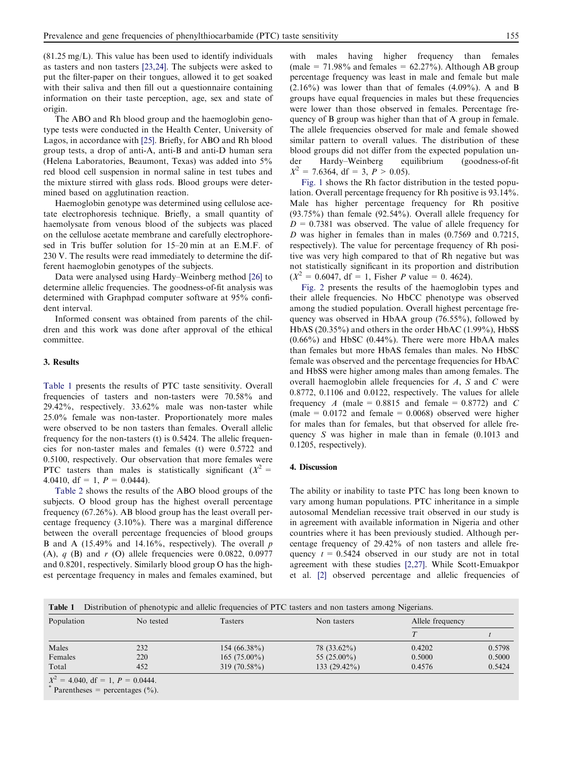(81.25 mg/L). This value has been used to identify individuals as tasters and non tasters [23,24]. The subjects were asked to put the filter-paper on their tongues, allowed it to get soaked with their saliva and then fill out a questionnaire containing information on their taste perception, age, sex and state of origin.

The ABO and Rh blood group and the haemoglobin genotype tests were conducted in the Health Center, University of Lagos, in accordance with [25]. Briefly, for ABO and Rh blood group tests, a drop of anti-A, anti-B and anti-D human sera (Helena Laboratories, Beaumont, Texas) was added into 5% red blood cell suspension in normal saline in test tubes and the mixture stirred with glass rods. Blood groups were determined based on agglutination reaction.

Haemoglobin genotype was determined using cellulose acetate electrophoresis technique. Briefly, a small quantity of haemolysate from venous blood of the subjects was placed on the cellulose acetate membrane and carefully electrophoresed in Tris buffer solution for 15–20 min at an E.M.F. of 230 V. The results were read immediately to determine the different haemoglobin genotypes of the subjects.

Data were analysed using Hardy–Weinberg method [26] to determine allelic frequencies. The goodness-of-fit analysis was determined with Graphpad computer software at 95% confident interval.

Informed consent was obtained from parents of the children and this work was done after approval of the ethical committee.

### 3. Results

Table 1 presents the results of PTC taste sensitivity. Overall frequencies of tasters and non-tasters were 70.58% and 29.42%, respectively. 33.62% male was non-taster while 25.0% female was non-taster. Proportionately more males were observed to be non tasters than females. Overall allelic frequency for the non-tasters (t) is 0.5424. The allelic frequencies for non-taster males and females (t) were 0.5722 and 0.5100, respectively. Our observation that more females were PTC tasters than males is statistically significant ($X^2$ = 4.0410, df = 1, $P$ = 0.0444).

Table 2 shows the results of the ABO blood groups of the subjects. O blood group has the highest overall percentage frequency (67.26%). AB blood group has the least overall percentage frequency (3.10%). There was a marginal difference between the overall percentage frequencies of blood groups B and A (15.49% and 14.16%, respectively). The overall $p$ (A), $q$ (B) and $r$ (O) allele frequencies were 0.0822, 0.0977 and 0.8201, respectively. Similarly blood group O has the highest percentage frequency in males and females examined, but with males having higher frequency than females (male = 71.98% and females = 62.27%). Although AB group percentage frequency was least in male and female but male (2.16%) was lower than that of females (4.09%). A and B groups have equal frequencies in males but these frequencies were lower than those observed in females. Percentage frequency of B group was higher than that of A group in female. The allele frequencies observed for male and female showed similar pattern to overall values. The distribution of these blood groups did not differ from the expected population under Hardy–Weinberg equilibrium (goodness-of-fit $X^2$ = 7.6364, df = 3, $P$ > 0.05).

Fig. 1 shows the Rh factor distribution in the tested population. Overall percentage frequency for Rh positive is 93.14%. Male has higher percentage frequency for Rh positive (93.75%) than female (92.54%). Overall allele frequency for $D$ = 0.7381 was observed. The value of allele frequency for $D$ was higher in females than in males (0.7569 and 0.7215, respectively). The value for percentage frequency of Rh positive was very high compared to that of Rh negative but was not statistically significant in its proportion and distribution ($X^2$ = 0.6047, df = 1, Fisher $P$ value = 0. 4624).

Fig. 2 presents the results of the haemoglobin types and their allele frequencies. No HbCC phenotype was observed among the studied population. Overall highest percentage frequency was observed in HbAA group (76.55%), followed by HbAS (20.35%) and others in the order HbAC (1.99%), HbSS (0.66%) and HbSC (0.44%). There were more HbAA males than females but more HbAS females than males. No HbSC female was observed and the percentage frequencies for HbAC and HbSS were higher among males than among females. The overall haemoglobin allele frequencies for $A$, $S$ and $C$ were 0.8772, 0.1106 and 0.0122, respectively. The values for allele frequency $A$ (male = 0.8815 and female = 0.8772) and $C$ (male = 0.0172 and female = 0.0068) observed were higher for males than for females, but that observed for allele frequency $S$ was higher in male than in female (0.1013 and 0.1205, respectively).

### 4. Discussion

The ability or inability to taste PTC has long been known to vary among human populations. PTC inheritance in a simple autosomal Mendelian recessive trait observed in our study is in agreement with available information in Nigeria and other countries where it has been previously studied. Although percentage frequency of 29.42% of non tasters and allele frequency $t$ = 0.5424 observed in our study are not in total agreement with these studies [2,27]. While Scott-Emuakpor et al. [2] observed percentage and allelic frequencies of

**Table 1** Distribution of phenotypic and allelic frequencies of PTC tasters and non tasters among Nigerians.

| Population | No tested | Tasters | Non tasters | Allele frequency | |
|---|---|---|---|---|---|
| | | | | $T$ | $t$ |
| Males | 232 | 154 (66.38%) | 78 (33.62%) | 0.4202 | 0.5798 |
| Females | 220 | 165 (75.00%) | 55 (25.00%) | 0.5000 | 0.5000 |
| Total | 452 | 319 (70.58%) | 133 (29.42%) | 0.4576 | 0.5424 |

$X^2$ = 4.040, df = 1, $P$ = 0.0444.

* Parentheses = percentages (%).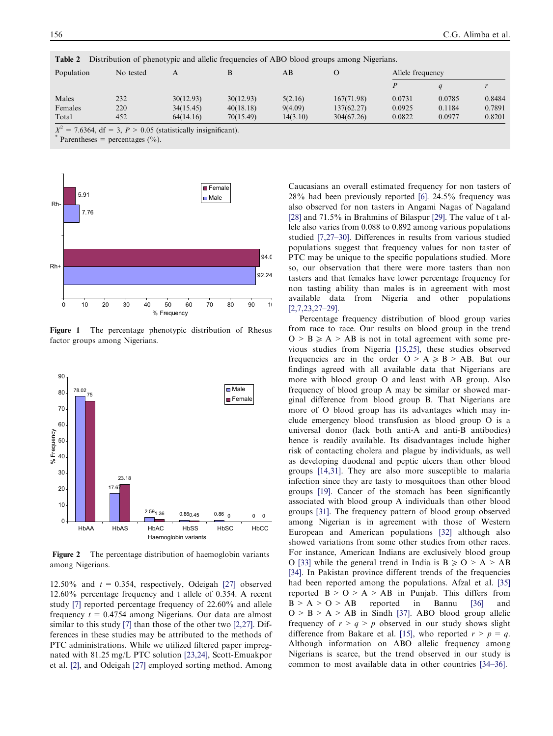**Table 2** Distribution of phenotypic and allelic frequencies of ABO blood groups among Nigerians.

| Population | No tested | A | B | AB | O | Allele frequency | | |
|---|---|---|---|---|---|---|---|---|
| | | | | | | *P* | *q* | *r* |
| Males | 232 | 30(12.93) | 30(12.93) | 5(2.16) | 167(71.98) | 0.0731 | 0.0785 | 0.8484 |
| Females | 220 | 34(15.45) | 40(18.18) | 9(4.09) | 137(62.27) | 0.0925 | 0.1184 | 0.7891 |
| Total | 452 | 64(14.16) | 70(15.49) | 14(3.10) | 304(67.26) | 0.0822 | 0.0977 | 0.8201 |

$X^2$ = 7.6364, df = 3, $P > 0.05$ (statistically insignificant).
* Parentheses = percentages (%).

**Figure 1** The percentage phenotypic distribution of Rhesus factor groups among Nigerians.

**Figure 2** The percentage distribution of haemoglobin variants among Nigerians.

12.50% and $t = 0.354$, respectively, Odeigah [27] observed 12.60% percentage frequency and t allele of 0.354. A recent study [7] reported percentage frequency of 22.60% and allele frequency $t = 0.4754$ among Nigerians. Our data are almost similar to this study [7] than those of the other two [2,27]. Differences in these studies may be attributed to the methods of PTC administrations. While we utilized filtered paper impregnated with 81.25 mg/L PTC solution [23,24], Scott-Emuakpor et al. [2], and Odeigah [27] employed sorting method. Among Caucasians an overall estimated frequency for non tasters of 28% had been previously reported [6]. 24.5% frequency was also observed for non tasters in Angami Nagas of Nagaland [28] and 71.5% in Brahmins of Bilaspur [29]. The value of t allele also varies from 0.088 to 0.892 among various populations studied [7,27–30]. Differences in results from various studied populations suggest that frequency values for non taster of PTC may be unique to the specific populations studied. More so, our observation that there were more tasters than non tasters and that females have lower percentage frequency for non tasting ability than males is in agreement with most available data from Nigeria and other populations [2,7,23,27–29].

Percentage frequency distribution of blood group varies from race to race. Our results on blood group in the trend O > B ⩾ A > AB is not in total agreement with some previous studies from Nigeria [15,25], these studies observed frequencies are in the order O > A ⩾ B > AB. But our findings agreed with all available data that Nigerians are more with blood group O and least with AB group. Also frequency of blood group A may be similar or showed marginal difference from blood group B. That Nigerians are more of O blood group has its advantages which may include emergency blood transfusion as blood group O is a universal donor (lack both anti-A and anti-B antibodies) hence is readily available. Its disadvantages include higher risk of contacting cholera and plague by individuals, as well as developing duodenal and peptic ulcers than other blood groups [14,31]. They are also more susceptible to malaria infection since they are tasty to mosquitoes than other blood groups [19]. Cancer of the stomach has been significantly associated with blood group A individuals than other blood groups [31]. The frequency pattern of blood group observed among Nigerian is in agreement with those of Western European and American populations [32] although also showed variations from some other studies from other races. For instance, American Indians are exclusively blood group O [33] while the general trend in India is B ⩾ O > A > AB [34]. In Pakistan province different trends of the frequencies had been reported among the populations. Afzal et al. [35] reported B > O > A > AB in Punjab. This differs from B > A > O > AB reported in Bannu [36] and O > B > A > AB in Sindh [37]. ABO blood group allelic frequency of $r > q > p$ observed in our study shows slight difference from Bakare et al. [15], who reported $r > p = q$. Although information on ABO allelic frequency among Nigerians is scarce, but the trend observed in our study is common to most available data in other countries [34–36].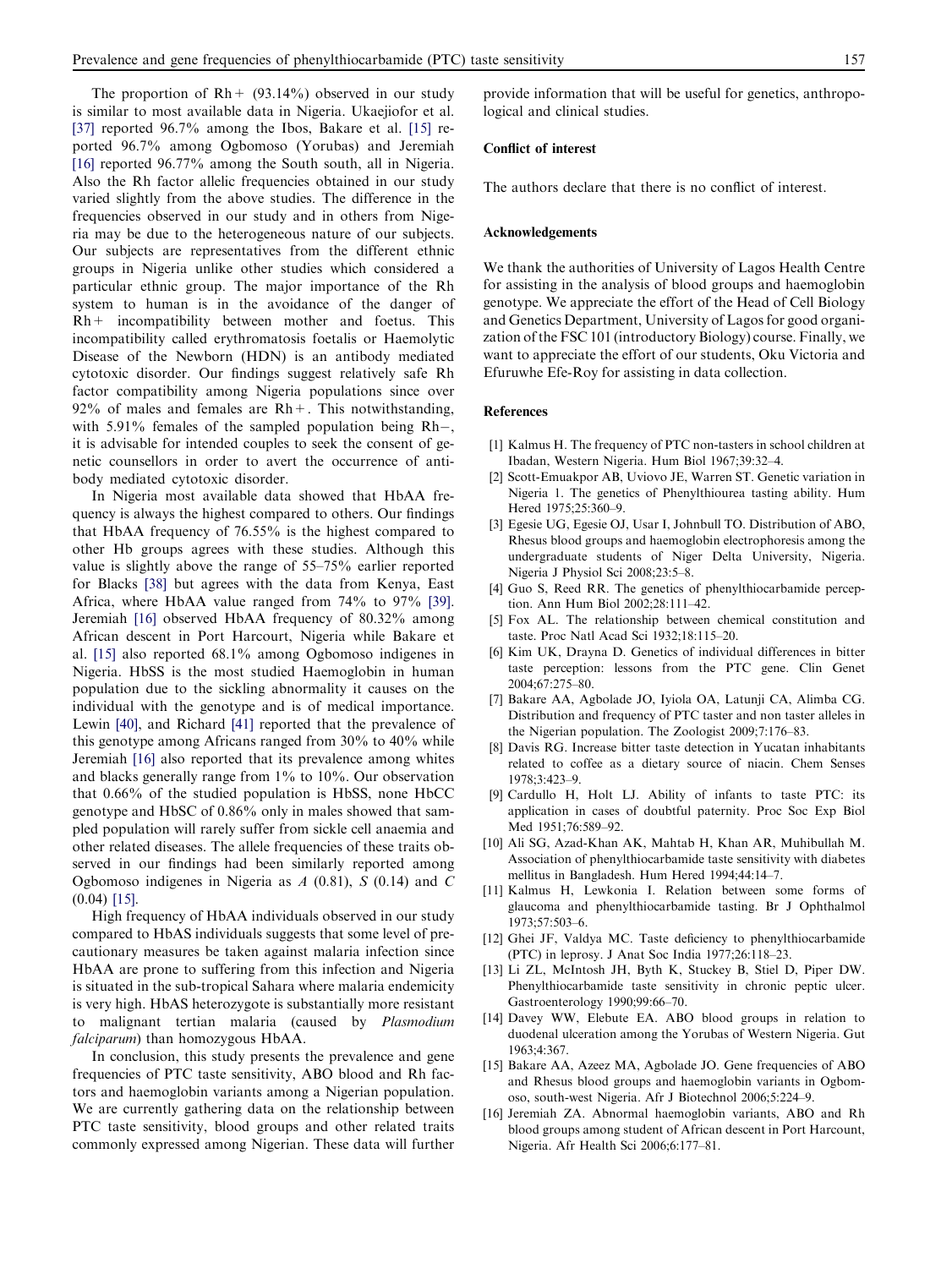The proportion of Rh+ (93.14%) observed in our study is similar to most available data in Nigeria. Ukaejiofor et al. [37] reported 96.7% among the Ibos, Bakare et al. [15] reported 96.7% among Ogbomoso (Yorubas) and Jeremiah [16] reported 96.77% among the South south, all in Nigeria. Also the Rh factor allelic frequencies obtained in our study varied slightly from the above studies. The difference in the frequencies observed in our study and in others from Nigeria may be due to the heterogeneous nature of our subjects. Our subjects are representatives from the different ethnic groups in Nigeria unlike other studies which considered a particular ethnic group. The major importance of the Rh system to human is in the avoidance of the danger of Rh+ incompatibility between mother and foetus. This incompatibility called erythromatosis foetalis or Haemolytic Disease of the Newborn (HDN) is an antibody mediated cytotoxic disorder. Our findings suggest relatively safe Rh factor compatibility among Nigeria populations since over 92% of males and females are Rh+. This notwithstanding, with 5.91% females of the sampled population being Rh−, it is advisable for intended couples to seek the consent of genetic counsellors in order to avert the occurrence of antibody mediated cytotoxic disorder.

In Nigeria most available data showed that HbAA frequency is always the highest compared to others. Our findings that HbAA frequency of 76.55% is the highest compared to other Hb groups agrees with these studies. Although this value is slightly above the range of 55–75% earlier reported for Blacks [38] but agrees with the data from Kenya, East Africa, where HbAA value ranged from 74% to 97% [39]. Jeremiah [16] observed HbAA frequency of 80.32% among African descent in Port Harcourt, Nigeria while Bakare et al. [15] also reported 68.1% among Ogbomoso indigenes in Nigeria. HbSS is the most studied Haemoglobin in human population due to the sickling abnormality it causes on the individual with the genotype and is of medical importance. Lewin [40], and Richard [41] reported that the prevalence of this genotype among Africans ranged from 30% to 40% while Jeremiah [16] also reported that its prevalence among whites and blacks generally range from 1% to 10%. Our observation that 0.66% of the studied population is HbSS, none HbCC genotype and HbSC of 0.86% only in males showed that sampled population will rarely suffer from sickle cell anaemia and other related diseases. The allele frequencies of these traits observed in our findings had been similarly reported among Ogbomoso indigenes in Nigeria as *A* (0.81), *S* (0.14) and *C* (0.04) [15].

High frequency of HbAA individuals observed in our study compared to HbAS individuals suggests that some level of precautionary measures be taken against malaria infection since HbAA are prone to suffering from this infection and Nigeria is situated in the sub-tropical Sahara where malaria endemicity is very high. HbAS heterozygote is substantially more resistant to malignant tertian malaria (caused by *Plasmodium falciparum*) than homozygous HbAA.

In conclusion, this study presents the prevalence and gene frequencies of PTC taste sensitivity, ABO blood and Rh factors and haemoglobin variants among a Nigerian population. We are currently gathering data on the relationship between PTC taste sensitivity, blood groups and other related traits commonly expressed among Nigerian. These data will further provide information that will be useful for genetics, anthropological and clinical studies.

## Conflict of interest

The authors declare that there is no conflict of interest.

## Acknowledgements

We thank the authorities of University of Lagos Health Centre for assisting in the analysis of blood groups and haemoglobin genotype. We appreciate the effort of the Head of Cell Biology and Genetics Department, University of Lagos for good organization of the FSC 101 (introductory Biology) course. Finally, we want to appreciate the effort of our students, Oku Victoria and Efuruwhe Efe-Roy for assisting in data collection.

## References

[1] Kalmus H. The frequency of PTC non-tasters in school children at Ibadan, Western Nigeria. Hum Biol 1967;39:32–4.

[2] Scott-Emuakpor AB, Uviovo JE, Warren ST. Genetic variation in Nigeria 1. The genetics of Phenylthiourea tasting ability. Hum Hered 1975;25:360–9.

[3] Egesie UG, Egesie OJ, Usar I, Johnbull TO. Distribution of ABO, Rhesus blood groups and haemoglobin electrophoresis among the undergraduate students of Niger Delta University, Nigeria. Nigeria J Physiol Sci 2008;23:5–8.

[4] Guo S, Reed RR. The genetics of phenylthiocarbamide perception. Ann Hum Biol 2002;28:111–42.

[5] Fox AL. The relationship between chemical constitution and taste. Proc Natl Acad Sci 1932;18:115–20.

[6] Kim UK, Drayna D. Genetics of individual differences in bitter taste perception: lessons from the PTC gene. Clin Genet 2004;67:275–80.

[7] Bakare AA, Agbolade JO, Iyiola OA, Latunji CA, Alimba CG. Distribution and frequency of PTC taster and non taster alleles in the Nigerian population. The Zoologist 2009;7:176–83.

[8] Davis RG. Increase bitter taste detection in Yucatan inhabitants related to coffee as a dietary source of niacin. Chem Senses 1978;3:423–9.

[9] Cardullo H, Holt LJ. Ability of infants to taste PTC: its application in cases of doubtful paternity. Proc Soc Exp Biol Med 1951;76:589–92.

[10] Ali SG, Azad-Khan AK, Mahtab H, Khan AR, Muhibullah M. Association of phenylthiocarbamide taste sensitivity with diabetes mellitus in Bangladesh. Hum Hered 1994;44:14–7.

[11] Kalmus H, Lewkonia I. Relation between some forms of glaucoma and phenylthiocarbamide tasting. Br J Ophthalmol 1973;57:503–6.

[12] Ghei JF, Valdya MC. Taste deficiency to phenylthiocarbamide (PTC) in leprosy. J Anat Soc India 1977;26:118–23.

[13] Li ZL, McIntosh JH, Byth K, Stuckey B, Stiel D, Piper DW. Phenylthiocarbamide taste sensitivity in chronic peptic ulcer. Gastroenterology 1990;99:66–70.

[14] Davey WW, Elebute EA. ABO blood groups in relation to duodenal ulceration among the Yorubas of Western Nigeria. Gut 1963;4:367.

[15] Bakare AA, Azeez MA, Agbolade JO. Gene frequencies of ABO and Rhesus blood groups and haemoglobin variants in Ogbomoso, south-west Nigeria. Afr J Biotechnol 2006;5:224–9.

[16] Jeremiah ZA. Abnormal haemoglobin variants, ABO and Rh blood groups among student of African descent in Port Harcount, Nigeria. Afr Health Sci 2006;6:177–81.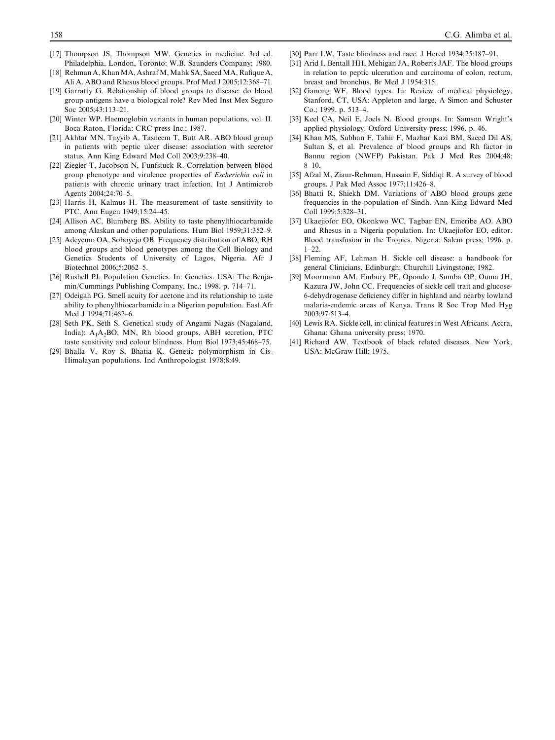[17] Thompson JS, Thompson MW. Genetics in medicine. 3rd ed. Philadelphia, London, Toronto: W.B. Saunders Company; 1980.

[18] Rehman A, Khan MA, Ashraf M, Mahk SA, Saeed MA, Rafique A, Ali A. ABO and Rhesus blood groups. Prof Med J 2005;12:368–71.

[19] Garratty G. Relationship of blood groups to disease: do blood group antigens have a biological role? Rev Med Inst Mex Seguro Soc 2005;43:113–21.

[20] Winter WP. Haemoglobin variants in human populations, vol. II. Boca Raton, Florida: CRC press Inc.; 1987.

[21] Akhtar MN, Tayyib A, Tasneem T, Butt AR. ABO blood group in patients with peptic ulcer disease: association with secretor status. Ann King Edward Med Coll 2003;9:238–40.

[22] Ziegler T, Jacobson N, Funfstuck R. Correlation between blood group phenotype and virulence properties of *Escherichia coli* in patients with chronic urinary tract infection. Int J Antimicrob Agents 2004;24:70–5.

[23] Harris H, Kalmus H. The measurement of taste sensitivity to PTC. Ann Eugen 1949;15:24–45.

[24] Allison AC, Blumberg BS. Ability to taste phenylthiocarbamide among Alaskan and other populations. Hum Biol 1959;31:352–9.

[25] Adeyemo OA, Soboyejo OB. Frequency distribution of ABO, RH blood groups and blood genotypes among the Cell Biology and Genetics Students of University of Lagos, Nigeria. Afr J Biotechnol 2006;5:2062–5.

[26] Rushell PJ. Population Genetics. In: Genetics. USA: The Benjamin/Cummings Publishing Company, Inc.; 1998. p. 714–71.

[27] Odeigah PG. Smell acuity for acetone and its relationship to taste ability to phenylthiocarbamide in a Nigerian population. East Afr Med J 1994;71:462–6.

[28] Seth PK, Seth S. Genetical study of Angami Nagas (Nagaland, India): $A_1A_2BO$, MN, Rh blood groups, ABH secretion, PTC taste sensitivity and colour blindness. Hum Biol 1973;45:468–75.

[29] Bhalla V, Roy S, Bhatia K. Genetic polymorphism in Cis-Himalayan populations. Ind Anthropologist 1978;8:49.

[30] Parr LW. Taste blindness and race. J Hered 1934;25:187–91.

[31] Arid I, Bentall HH, Mehigan JA, Roberts JAF. The blood groups in relation to peptic ulceration and carcinoma of colon, rectum, breast and bronchus. Br Med J 1954:315.

[32] Ganong WF. Blood types. In: Review of medical physiology. Stanford, CT, USA: Appleton and large, A Simon and Schuster Co.; 1999. p. 513–4.

[33] Keel CA, Neil E, Joels N. Blood groups. In: Samson Wright's applied physiology. Oxford University press; 1996. p. 46.

[34] Khan MS, Subhan F, Tahir F, Mazhar Kazi BM, Saeed Dil AS, Sultan S, et al. Prevalence of blood groups and Rh factor in Bannu region (NWFP) Pakistan. Pak J Med Res 2004;48: 8–10.

[35] Afzal M, Ziaur-Rehman, Hussain F, Siddiqi R. A survey of blood groups. J Pak Med Assoc 1977;11:426–8.

[36] Bhatti R, Shiekh DM. Variations of ABO blood groups gene frequencies in the population of Sindh. Ann King Edward Med Coll 1999;5:328–31.

[37] Ukaejiofor EO, Okonkwo WC, Tagbar EN, Emeribe AO. ABO and Rhesus in a Nigeria population. In: Ukaejiofor EO, editor. Blood transfusion in the Tropics. Nigeria: Salem press; 1996. p. 1–22.

[38] Fleming AF, Lehman H. Sickle cell disease: a handbook for general Clinicians. Edinburgh: Churchill Livingstone; 1982.

[39] Moormann AM, Embury PE, Opondo J, Sumba OP, Ouma JH, Kazura JW, John CC. Frequencies of sickle cell trait and glucose-6-dehydrogenase deficiency differ in highland and nearby lowland malaria-endemic areas of Kenya. Trans R Soc Trop Med Hyg 2003;97:513–4.

[40] Lewis RA. Sickle cell, in: clinical features in West Africans. Accra, Ghana: Ghana university press; 1970.

[41] Richard AW. Textbook of black related diseases. New York, USA: McGraw Hill; 1975.